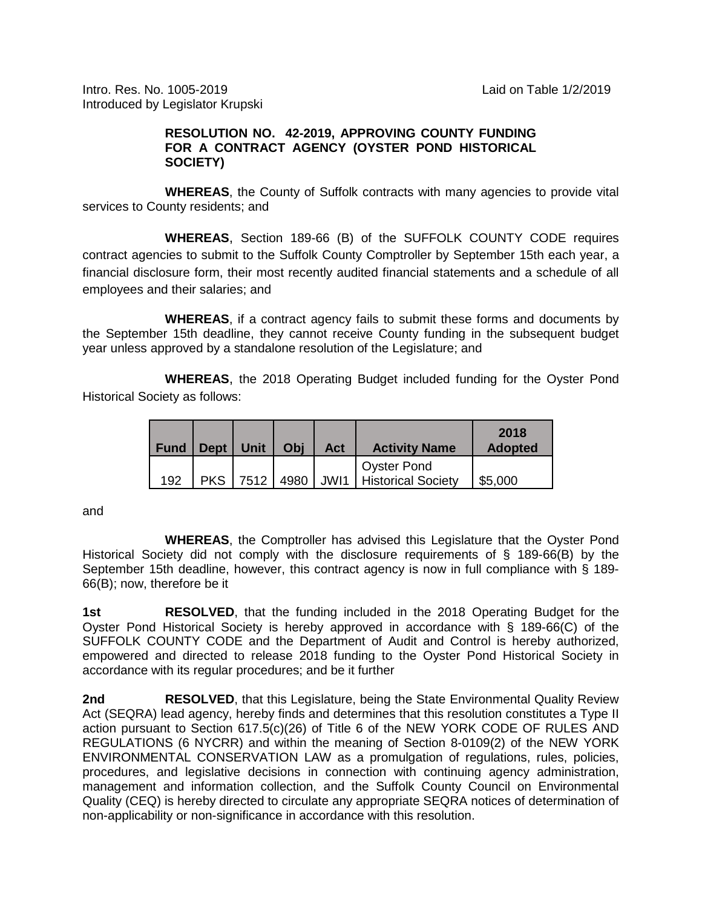Intro. Res. No. 1005-2019 Laid on Table 1/2/2019
Introduced by Legislator Krupski

**RESOLUTION NO. 42-2019, APPROVING COUNTY FUNDING FOR A CONTRACT AGENCY (OYSTER POND HISTORICAL SOCIETY)**

**WHEREAS**, the County of Suffolk contracts with many agencies to provide vital services to County residents; and

**WHEREAS**, Section 189-66 (B) of the SUFFOLK COUNTY CODE requires contract agencies to submit to the Suffolk County Comptroller by September 15th each year, a financial disclosure form, their most recently audited financial statements and a schedule of all employees and their salaries; and

**WHEREAS**, if a contract agency fails to submit these forms and documents by the September 15th deadline, they cannot receive County funding in the subsequent budget year unless approved by a standalone resolution of the Legislature; and

**WHEREAS**, the 2018 Operating Budget included funding for the Oyster Pond Historical Society as follows:

| Fund | Dept | Unit | Obj | Act | Activity Name | 2018 Adopted |
|---|---|---|---|---|---|---|
| 192 | PKS | 7512 | 4980 | JWI1 | Oyster Pond Historical Society | $5,000 |

and

**WHEREAS**, the Comptroller has advised this Legislature that the Oyster Pond Historical Society did not comply with the disclosure requirements of § 189-66(B) by the September 15th deadline, however, this contract agency is now in full compliance with § 189-66(B); now, therefore be it

**1st** **RESOLVED**, that the funding included in the 2018 Operating Budget for the Oyster Pond Historical Society is hereby approved in accordance with § 189-66(C) of the SUFFOLK COUNTY CODE and the Department of Audit and Control is hereby authorized, empowered and directed to release 2018 funding to the Oyster Pond Historical Society in accordance with its regular procedures; and be it further

**2nd** **RESOLVED**, that this Legislature, being the State Environmental Quality Review Act (SEQRA) lead agency, hereby finds and determines that this resolution constitutes a Type II action pursuant to Section 617.5(c)(26) of Title 6 of the NEW YORK CODE OF RULES AND REGULATIONS (6 NYCRR) and within the meaning of Section 8-0109(2) of the NEW YORK ENVIRONMENTAL CONSERVATION LAW as a promulgation of regulations, rules, policies, procedures, and legislative decisions in connection with continuing agency administration, management and information collection, and the Suffolk County Council on Environmental Quality (CEQ) is hereby directed to circulate any appropriate SEQRA notices of determination of non-applicability or non-significance in accordance with this resolution.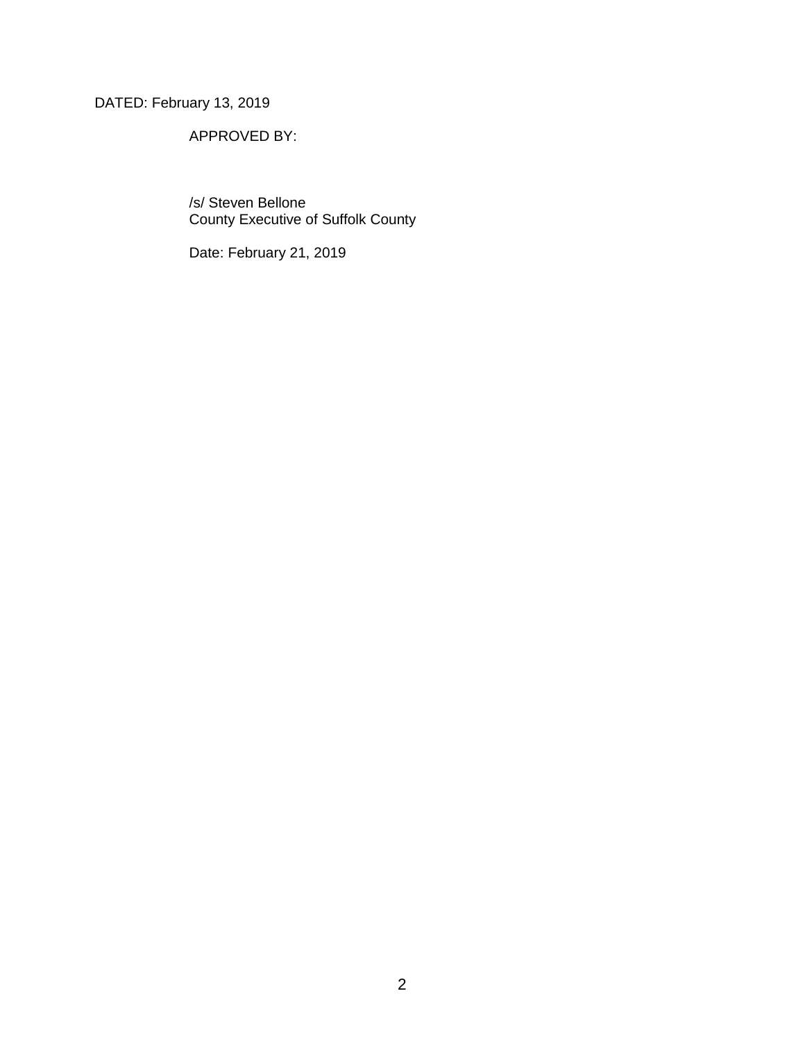DATED: February 13, 2019

APPROVED BY:

/s/ Steven Bellone
County Executive of Suffolk County

Date: February 21, 2019